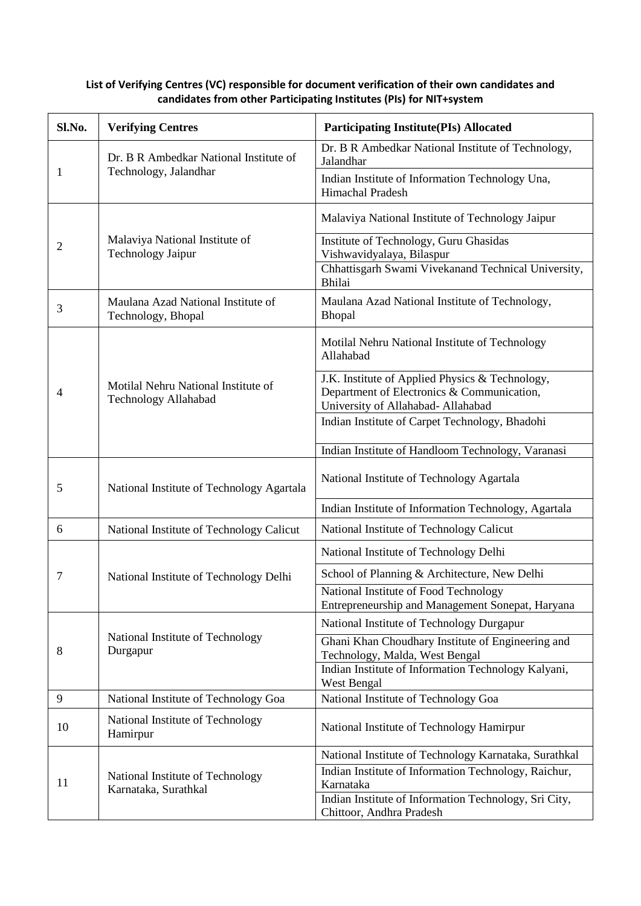**List of Verifying Centres (VC) responsible for document verification of their own candidates and candidates from other Participating Institutes (PIs) for NIT+system**

| Sl.No. | Verifying Centres | Participating Institute(PIs) Allocated |
|---|---|---|
| 1 | Dr. B R Ambedkar National Institute of Technology, Jalandhar | Dr. B R Ambedkar National Institute of Technology, Jalandhar |
| | | Indian Institute of Information Technology Una, Himachal Pradesh |
| 2 | Malaviya National Institute of Technology Jaipur | Malaviya National Institute of Technology Jaipur |
| | | Institute of Technology, Guru Ghasidas Vishwavidyalaya, Bilaspur |
| | | Chhattisgarh Swami Vivekanand Technical University, Bhilai |
| 3 | Maulana Azad National Institute of Technology, Bhopal | Maulana Azad National Institute of Technology, Bhopal |
| 4 | Motilal Nehru National Institute of Technology Allahabad | Motilal Nehru National Institute of Technology Allahabad |
| | | J.K. Institute of Applied Physics & Technology, Department of Electronics & Communication, University of Allahabad- Allahabad |
| | | Indian Institute of Carpet Technology, Bhadohi |
| | | Indian Institute of Handloom Technology, Varanasi |
| 5 | National Institute of Technology Agartala | National Institute of Technology Agartala |
| | | Indian Institute of Information Technology, Agartala |
| 6 | National Institute of Technology Calicut | National Institute of Technology Calicut |
| 7 | National Institute of Technology Delhi | National Institute of Technology Delhi |
| | | School of Planning & Architecture, New Delhi |
| | | National Institute of Food Technology Entrepreneurship and Management Sonepat, Haryana |
| 8 | National Institute of Technology Durgapur | National Institute of Technology Durgapur |
| | | Ghani Khan Choudhary Institute of Engineering and Technology, Malda, West Bengal |
| | | Indian Institute of Information Technology Kalyani, West Bengal |
| 9 | National Institute of Technology Goa | National Institute of Technology Goa |
| 10 | National Institute of Technology Hamirpur | National Institute of Technology Hamirpur |
| 11 | National Institute of Technology Karnataka, Surathkal | National Institute of Technology Karnataka, Surathkal |
| | | Indian Institute of Information Technology, Raichur, Karnataka |
| | | Indian Institute of Information Technology, Sri City, Chittoor, Andhra Pradesh |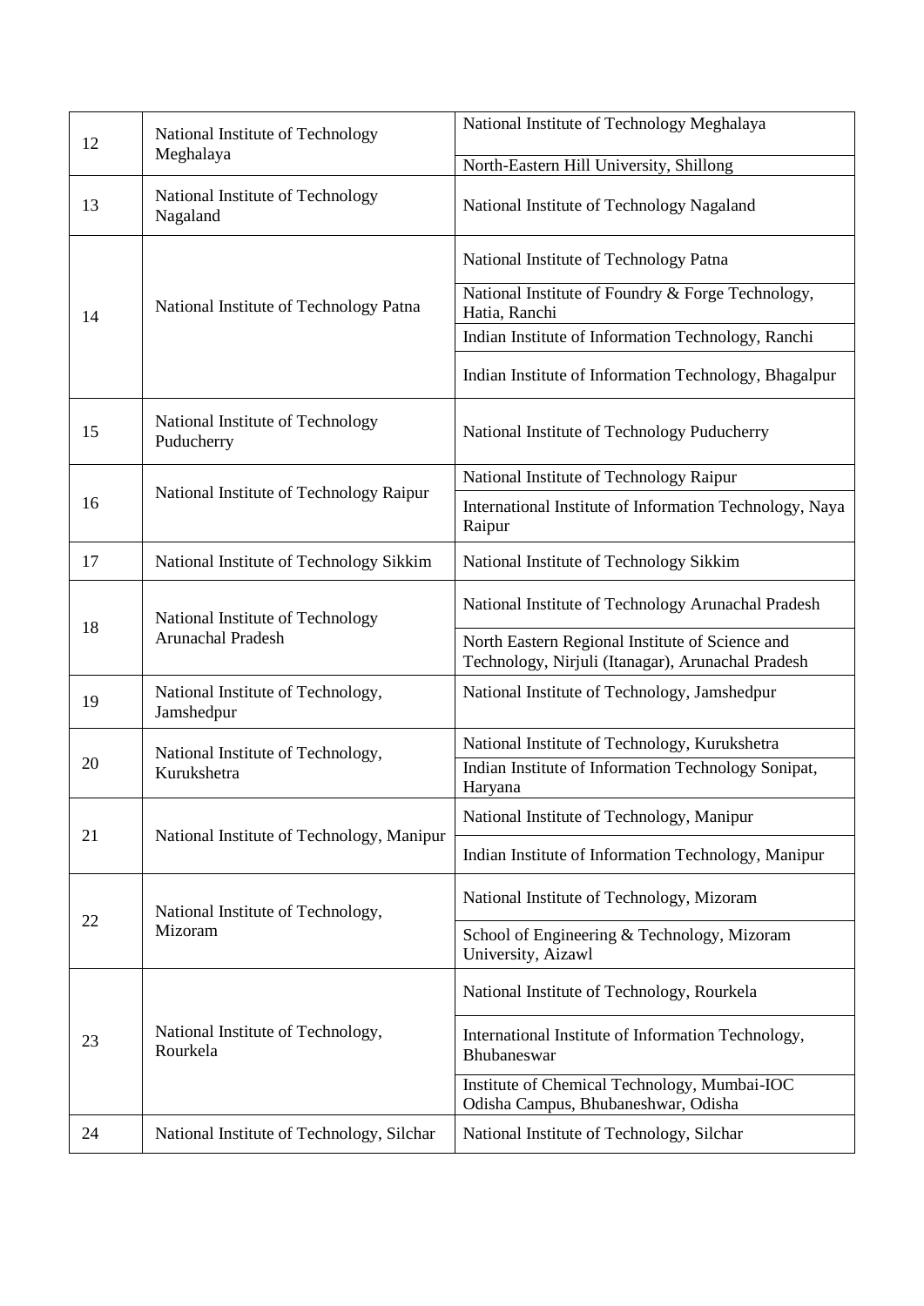| 12 | National Institute of Technology Meghalaya | National Institute of Technology Meghalaya |
|---|---|---|
| | | North-Eastern Hill University, Shillong |
| 13 | National Institute of Technology Nagaland | National Institute of Technology Nagaland |
| 14 | National Institute of Technology Patna | National Institute of Technology Patna |
| | | National Institute of Foundry & Forge Technology, Hatia, Ranchi |
| | | Indian Institute of Information Technology, Ranchi |
| | | Indian Institute of Information Technology, Bhagalpur |
| 15 | National Institute of Technology Puducherry | National Institute of Technology Puducherry |
| 16 | National Institute of Technology Raipur | National Institute of Technology Raipur |
| | | International Institute of Information Technology, Naya Raipur |
| 17 | National Institute of Technology Sikkim | National Institute of Technology Sikkim |
| 18 | National Institute of Technology Arunachal Pradesh | National Institute of Technology Arunachal Pradesh |
| | | North Eastern Regional Institute of Science and Technology, Nirjuli (Itanagar), Arunachal Pradesh |
| 19 | National Institute of Technology, Jamshedpur | National Institute of Technology, Jamshedpur |
| 20 | National Institute of Technology, Kurukshetra | National Institute of Technology, Kurukshetra |
| | | Indian Institute of Information Technology Sonipat, Haryana |
| 21 | National Institute of Technology, Manipur | National Institute of Technology, Manipur |
| | | Indian Institute of Information Technology, Manipur |
| 22 | National Institute of Technology, Mizoram | National Institute of Technology, Mizoram |
| | | School of Engineering & Technology, Mizoram University, Aizawl |
| 23 | National Institute of Technology, Rourkela | National Institute of Technology, Rourkela |
| | | International Institute of Information Technology, Bhubaneswar |
| | | Institute of Chemical Technology, Mumbai-IOC Odisha Campus, Bhubaneshwar, Odisha |
| 24 | National Institute of Technology, Silchar | National Institute of Technology, Silchar |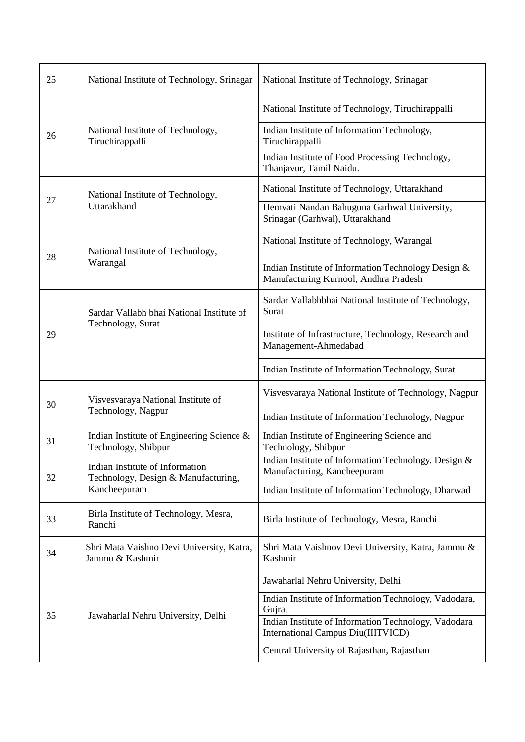| 25 | National Institute of Technology, Srinagar | National Institute of Technology, Srinagar |
|---|---|---|
| 26 | National Institute of Technology, Tiruchirappalli | National Institute of Technology, Tiruchirappalli |
| | | Indian Institute of Information Technology, Tiruchirappalli |
| | | Indian Institute of Food Processing Technology, Thanjavur, Tamil Naidu. |
| 27 | National Institute of Technology, Uttarakhand | National Institute of Technology, Uttarakhand |
| | | Hemvati Nandan Bahuguna Garhwal University, Srinagar (Garhwal), Uttarakhand |
| 28 | National Institute of Technology, Warangal | National Institute of Technology, Warangal |
| | | Indian Institute of Information Technology Design & Manufacturing Kurnool, Andhra Pradesh |
| 29 | Sardar Vallabh bhai National Institute of Technology, Surat | Sardar Vallabhbhai National Institute of Technology, Surat |
| | | Institute of Infrastructure, Technology, Research and Management-Ahmedabad |
| | | Indian Institute of Information Technology, Surat |
| 30 | Visvesvaraya National Institute of Technology, Nagpur | Visvesvaraya National Institute of Technology, Nagpur |
| | | Indian Institute of Information Technology, Nagpur |
| 31 | Indian Institute of Engineering Science & Technology, Shibpur | Indian Institute of Engineering Science and Technology, Shibpur |
| 32 | Indian Institute of Information Technology, Design & Manufacturing, Kancheepuram | Indian Institute of Information Technology, Design & Manufacturing, Kancheepuram |
| | | Indian Institute of Information Technology, Dharwad |
| 33 | Birla Institute of Technology, Mesra, Ranchi | Birla Institute of Technology, Mesra, Ranchi |
| 34 | Shri Mata Vaishno Devi University, Katra, Jammu & Kashmir | Shri Mata Vaishnov Devi University, Katra, Jammu & Kashmir |
| 35 | Jawaharlal Nehru University, Delhi | Jawaharlal Nehru University, Delhi |
| | | Indian Institute of Information Technology, Vadodara, Gujrat |
| | | Indian Institute of Information Technology, Vadodara International Campus Diu(IIITVICD) |
| | | Central University of Rajasthan, Rajasthan |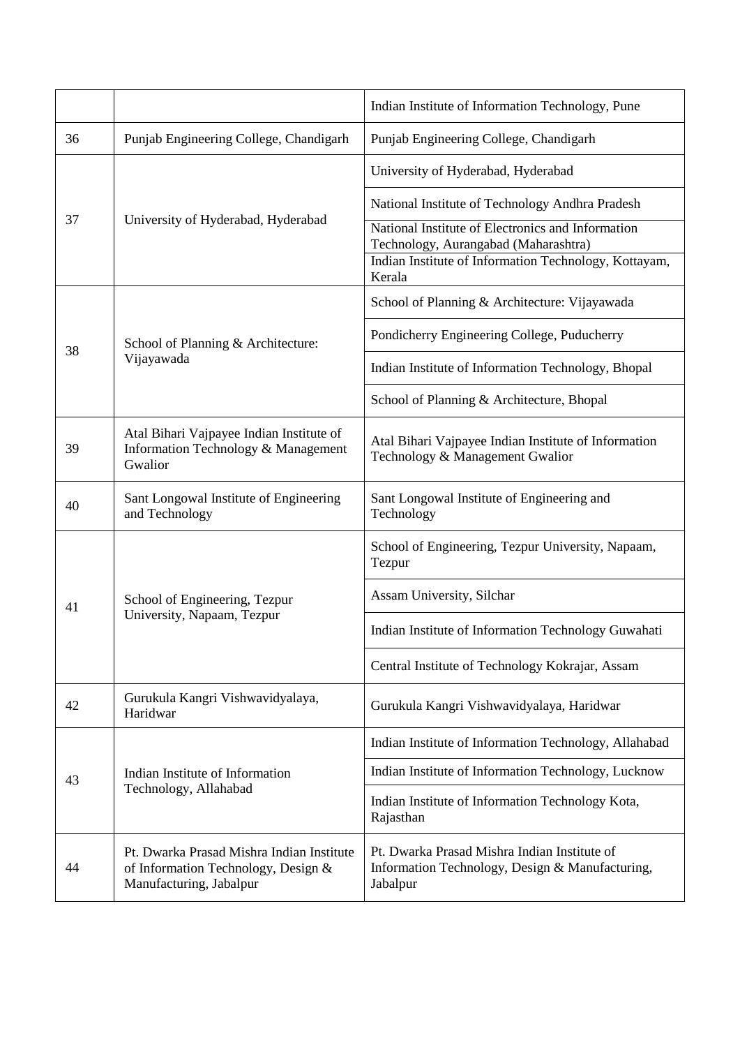| | | |
|---|---|---|
| | | Indian Institute of Information Technology, Pune |
| 36 | Punjab Engineering College, Chandigarh | Punjab Engineering College, Chandigarh |
| 37 | University of Hyderabad, Hyderabad | University of Hyderabad, Hyderabad |
| | | National Institute of Technology Andhra Pradesh |
| | | National Institute of Electronics and Information Technology, Aurangabad (Maharashtra) |
| | | Indian Institute of Information Technology, Kottayam, Kerala |
| 38 | School of Planning & Architecture: Vijayawada | School of Planning & Architecture: Vijayawada |
| | | Pondicherry Engineering College, Puducherry |
| | | Indian Institute of Information Technology, Bhopal |
| | | School of Planning & Architecture, Bhopal |
| 39 | Atal Bihari Vajpayee Indian Institute of Information Technology & Management Gwalior | Atal Bihari Vajpayee Indian Institute of Information Technology & Management Gwalior |
| 40 | Sant Longowal Institute of Engineering and Technology | Sant Longowal Institute of Engineering and Technology |
| 41 | School of Engineering, Tezpur University, Napaam, Tezpur | School of Engineering, Tezpur University, Napaam, Tezpur |
| | | Assam University, Silchar |
| | | Indian Institute of Information Technology Guwahati |
| | | Central Institute of Technology Kokrajar, Assam |
| 42 | Gurukula Kangri Vishwavidyalaya, Haridwar | Gurukula Kangri Vishwavidyalaya, Haridwar |
| 43 | Indian Institute of Information Technology, Allahabad | Indian Institute of Information Technology, Allahabad |
| | | Indian Institute of Information Technology, Lucknow |
| | | Indian Institute of Information Technology Kota, Rajasthan |
| 44 | Pt. Dwarka Prasad Mishra Indian Institute of Information Technology, Design & Manufacturing, Jabalpur | Pt. Dwarka Prasad Mishra Indian Institute of Information Technology, Design & Manufacturing, Jabalpur |